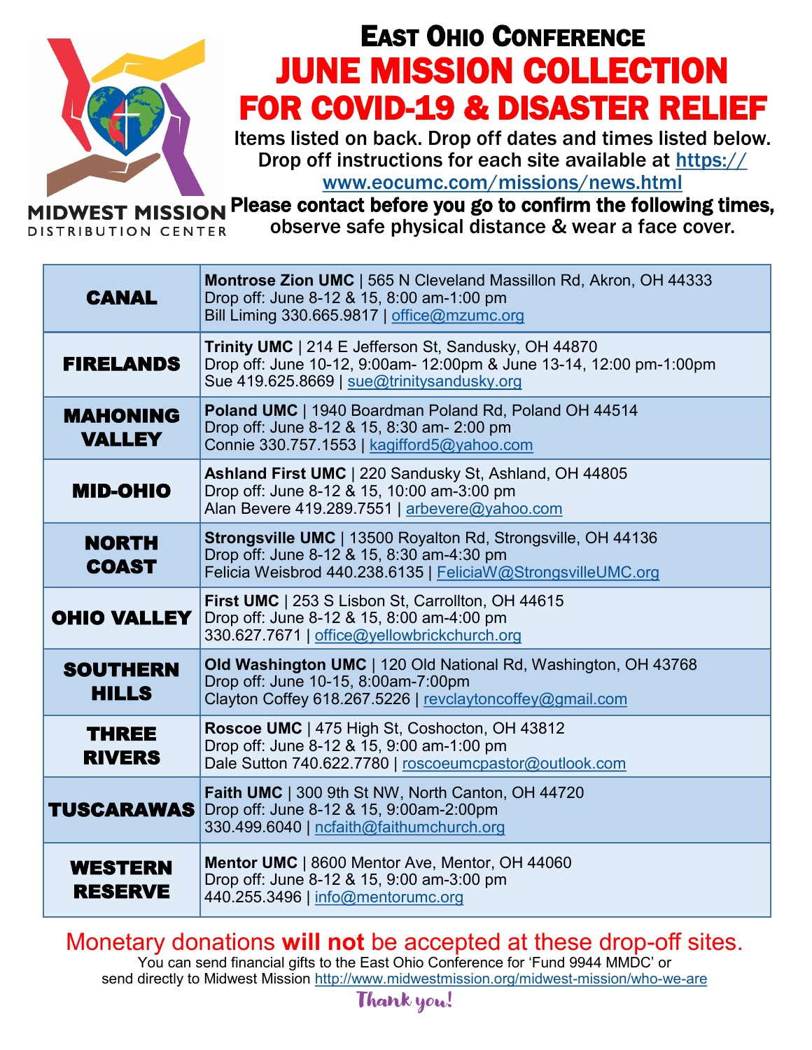MIDWEST MISSION
DISTRIBUTION CENTER

# East Ohio Conference
# JUNE MISSION COLLECTION FOR COVID-19 & DISASTER RELIEF

Items listed on back. Drop off dates and times listed below. Drop off instructions for each site available at https://www.eocumc.com/missions/news.html

**Please contact before you go to confirm the following times,** observe safe physical distance & wear a face cover.

| | |
|---|---|
| **CANAL** | **Montrose Zion UMC** \| 565 N Cleveland Massillon Rd, Akron, OH 44333<br>Drop off: June 8-12 & 15, 8:00 am-1:00 pm<br>Bill Liming 330.665.9817 \| office@mzumc.org |
| **FIRELANDS** | **Trinity UMC** \| 214 E Jefferson St, Sandusky, OH 44870<br>Drop off: June 10-12, 9:00am- 12:00pm & June 13-14, 12:00 pm-1:00pm<br>Sue 419.625.8669 \| sue@trinitysandusky.org |
| **MAHONING VALLEY** | **Poland UMC** \| 1940 Boardman Poland Rd, Poland OH 44514<br>Drop off: June 8-12 & 15, 8:30 am- 2:00 pm<br>Connie 330.757.1553 \| kagifford5@yahoo.com |
| **MID-OHIO** | **Ashland First UMC** \| 220 Sandusky St, Ashland, OH 44805<br>Drop off: June 8-12 & 15, 10:00 am-3:00 pm<br>Alan Bevere 419.289.7551 \| arbevere@yahoo.com |
| **NORTH COAST** | **Strongsville UMC** \| 13500 Royalton Rd, Strongsville, OH 44136<br>Drop off: June 8-12 & 15, 8:30 am-4:30 pm<br>Felicia Weisbrod 440.238.6135 \| FeliciaW@StrongsvilleUMC.org |
| **OHIO VALLEY** | **First UMC** \| 253 S Lisbon St, Carrollton, OH 44615<br>Drop off: June 8-12 & 15, 8:00 am-4:00 pm<br>330.627.7671 \| office@yellowbrickchurch.org |
| **SOUTHERN HILLS** | **Old Washington UMC** \| 120 Old National Rd, Washington, OH 43768<br>Drop off: June 10-15, 8:00am-7:00pm<br>Clayton Coffey 618.267.5226 \| revclaytoncoffey@gmail.com |
| **THREE RIVERS** | **Roscoe UMC** \| 475 High St, Coshocton, OH 43812<br>Drop off: June 8-12 & 15, 9:00 am-1:00 pm<br>Dale Sutton 740.622.7780 \| roscoeumcpastor@outlook.com |
| **TUSCARAWAS** | **Faith UMC** \| 300 9th St NW, North Canton, OH 44720<br>Drop off: June 8-12 & 15, 9:00am-2:00pm<br>330.499.6040 \| ncfaith@faithumchurch.org |
| **WESTERN RESERVE** | **Mentor UMC** \| 8600 Mentor Ave, Mentor, OH 44060<br>Drop off: June 8-12 & 15, 9:00 am-3:00 pm<br>440.255.3496 \| info@mentorumc.org |

Monetary donations **will not** be accepted at these drop-off sites.

You can send financial gifts to the East Ohio Conference for 'Fund 9944 MMDC' or send directly to Midwest Mission http://www.midwestmission.org/midwest-mission/who-we-are

*Thank you!*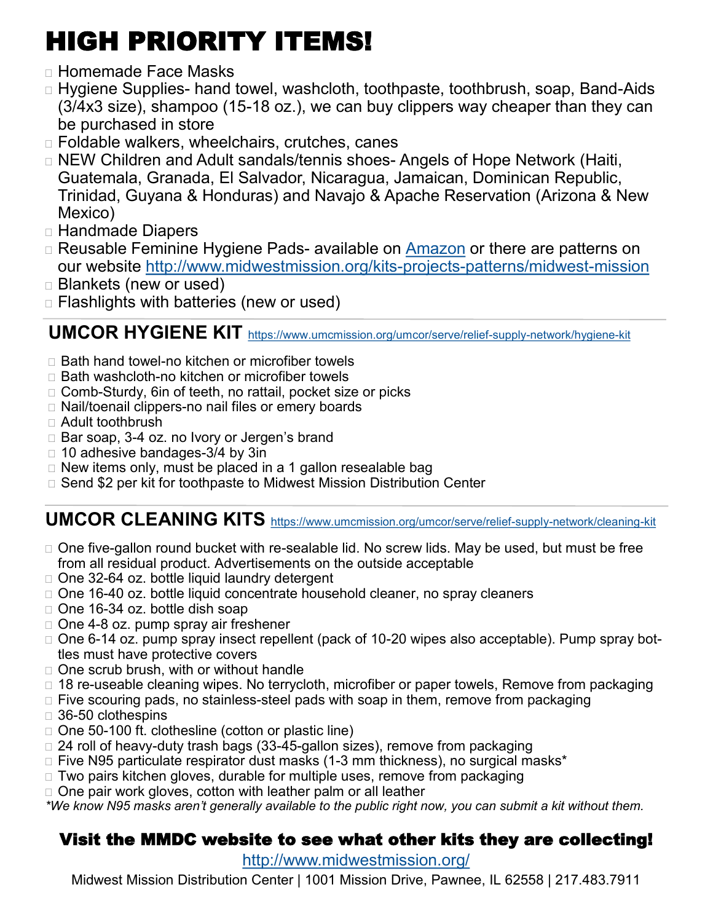# HIGH PRIORITY ITEMS!

- Homemade Face Masks
- Hygiene Supplies- hand towel, washcloth, toothpaste, toothbrush, soap, Band-Aids (3/4x3 size), shampoo (15-18 oz.), we can buy clippers way cheaper than they can be purchased in store
- Foldable walkers, wheelchairs, crutches, canes
- NEW Children and Adult sandals/tennis shoes- Angels of Hope Network (Haiti, Guatemala, Granada, El Salvador, Nicaragua, Jamaican, Dominican Republic, Trinidad, Guyana & Honduras) and Navajo & Apache Reservation (Arizona & New Mexico)
- Handmade Diapers
- Reusable Feminine Hygiene Pads- available on Amazon or there are patterns on our website http://www.midwestmission.org/kits-projects-patterns/midwest-mission
- Blankets (new or used)
- Flashlights with batteries (new or used)

## UMCOR HYGIENE KIT https://www.umcmission.org/umcor/serve/relief-supply-network/hygiene-kit

- Bath hand towel-no kitchen or microfiber towels
- Bath washcloth-no kitchen or microfiber towels
- Comb-Sturdy, 6in of teeth, no rattail, pocket size or picks
- Nail/toenail clippers-no nail files or emery boards
- Adult toothbrush
- Bar soap, 3-4 oz. no Ivory or Jergen's brand
- 10 adhesive bandages-3/4 by 3in
- New items only, must be placed in a 1 gallon resealable bag
- Send $2 per kit for toothpaste to Midwest Mission Distribution Center

## UMCOR CLEANING KITS https://www.umcmission.org/umcor/serve/relief-supply-network/cleaning-kit

- One five-gallon round bucket with re-sealable lid. No screw lids. May be used, but must be free from all residual product. Advertisements on the outside acceptable
- One 32-64 oz. bottle liquid laundry detergent
- One 16-40 oz. bottle liquid concentrate household cleaner, no spray cleaners
- One 16-34 oz. bottle dish soap
- One 4-8 oz. pump spray air freshener
- One 6-14 oz. pump spray insect repellent (pack of 10-20 wipes also acceptable). Pump spray bottles must have protective covers
- One scrub brush, with or without handle
- 18 re-useable cleaning wipes. No terrycloth, microfiber or paper towels, Remove from packaging
- Five scouring pads, no stainless-steel pads with soap in them, remove from packaging
- 36-50 clothespins
- One 50-100 ft. clothesline (cotton or plastic line)
- 24 roll of heavy-duty trash bags (33-45-gallon sizes), remove from packaging
- Five N95 particulate respirator dust masks (1-3 mm thickness), no surgical masks*
- Two pairs kitchen gloves, durable for multiple uses, remove from packaging
- One pair work gloves, cotton with leather palm or all leather

*\*We know N95 masks aren't generally available to the public right now, you can submit a kit without them.*

**Visit the MMDC website to see what other kits they are collecting!**

http://www.midwestmission.org/

Midwest Mission Distribution Center | 1001 Mission Drive, Pawnee, IL 62558 | 217.483.7911